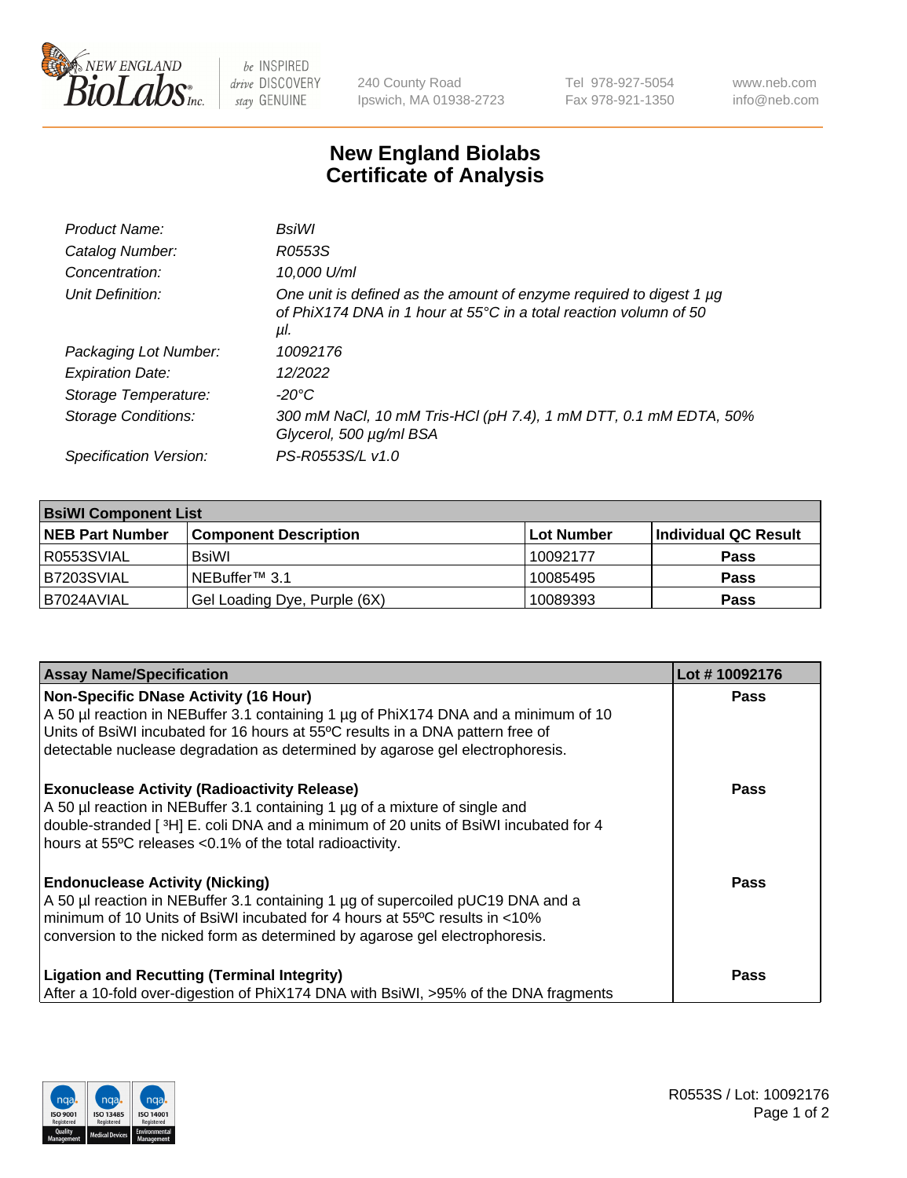# New England Biolabs Certificate of Analysis

| | |
|---|---|
| *Product Name:* | *BsiWI* |
| *Catalog Number:* | *R0553S* |
| *Concentration:* | *10,000 U/ml* |
| *Unit Definition:* | *One unit is defined as the amount of enzyme required to digest 1 µg of PhiX174 DNA in 1 hour at 55°C in a total reaction volumn of 50 µl.* |
| *Packaging Lot Number:* | *10092176* |
| *Expiration Date:* | *12/2022* |
| *Storage Temperature:* | *-20°C* |
| *Storage Conditions:* | *300 mM NaCl, 10 mM Tris-HCl (pH 7.4), 1 mM DTT, 0.1 mM EDTA, 50% Glycerol, 500 µg/ml BSA* |
| *Specification Version:* | *PS-R0553S/L v1.0* |

| **BsiWI Component List** | | | |
|---|---|---|---|
| **NEB Part Number** | **Component Description** | **Lot Number** | **Individual QC Result** |
| R0553SVIAL | BsiWI | 10092177 | **Pass** |
| B7203SVIAL | NEBuffer™ 3.1 | 10085495 | **Pass** |
| B7024AVIAL | Gel Loading Dye, Purple (6X) | 10089393 | **Pass** |

| **Assay Name/Specification** | **Lot # 10092176** |
|---|---|
| **Non-Specific DNase Activity (16 Hour)** A 50 µl reaction in NEBuffer 3.1 containing 1 µg of PhiX174 DNA and a minimum of 10 Units of BsiWI incubated for 16 hours at 55ºC results in a DNA pattern free of detectable nuclease degradation as determined by agarose gel electrophoresis. | **Pass** |
| **Exonuclease Activity (Radioactivity Release)** A 50 µl reaction in NEBuffer 3.1 containing 1 µg of a mixture of single and double-stranded [ $^3$H] E. coli DNA and a minimum of 20 units of BsiWI incubated for 4 hours at 55ºC releases <0.1% of the total radioactivity. | **Pass** |
| **Endonuclease Activity (Nicking)** A 50 µl reaction in NEBuffer 3.1 containing 1 µg of supercoiled pUC19 DNA and a minimum of 10 Units of BsiWI incubated for 4 hours at 55ºC results in <10% conversion to the nicked form as determined by agarose gel electrophoresis. | **Pass** |
| **Ligation and Recutting (Terminal Integrity)** After a 10-fold over-digestion of PhiX174 DNA with BsiWI, >95% of the DNA fragments | **Pass** |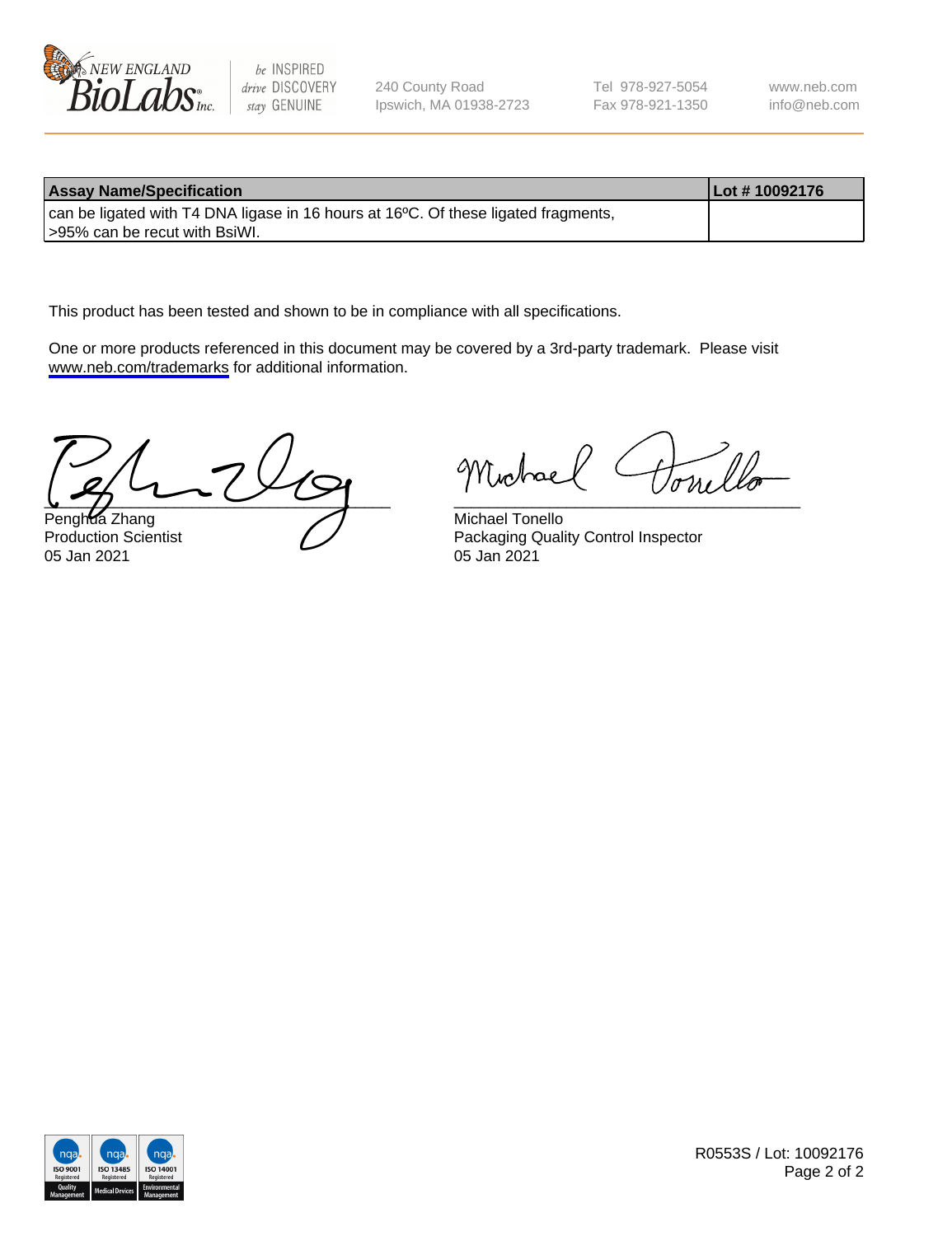| Assay Name/Specification | Lot # 10092176 |
|---|---|
| can be ligated with T4 DNA ligase in 16 hours at 16ºC. Of these ligated fragments, >95% can be recut with BsiWI. | |

This product has been tested and shown to be in compliance with all specifications.

One or more products referenced in this document may be covered by a 3rd-party trademark. Please visit www.neb.com/trademarks for additional information.

Penghua Zhang
Production Scientist
05 Jan 2021

Michael Tonello
Packaging Quality Control Inspector
05 Jan 2021

R0553S / Lot: 10092176